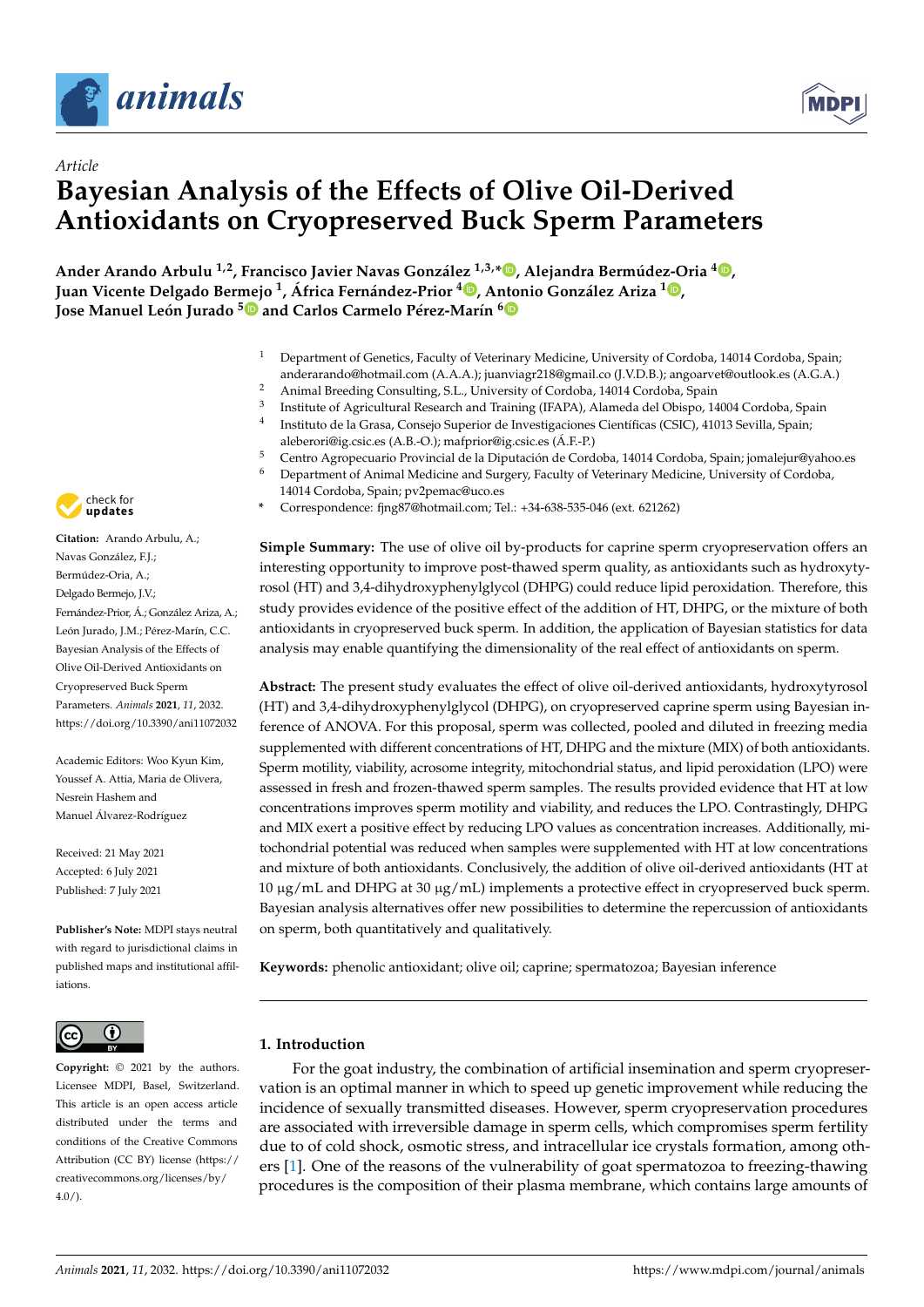*Article*

# Bayesian Analysis of the Effects of Olive Oil-Derived Antioxidants on Cryopreserved Buck Sperm Parameters

**Ander Arando Arbulu [1,2], Francisco Javier Navas González [1,3,*], Alejandra Bermúdez-Oria [4], Juan Vicente Delgado Bermejo [1], África Fernández-Prior [4], Antonio González Ariza [1], Jose Manuel León Jurado [5] and Carlos Carmelo Pérez-Marín [6]**

[1] Department of Genetics, Faculty of Veterinary Medicine, University of Cordoba, 14014 Cordoba, Spain; anderarando@hotmail.com (A.A.A.); juanviagr218@gmail.co (J.V.D.B.); angoarvet@outlook.es (A.G.A.)
[2] Animal Breeding Consulting, S.L., University of Cordoba, 14014 Cordoba, Spain
[3] Institute of Agricultural Research and Training (IFAPA), Alameda del Obispo, 14004 Cordoba, Spain
[4] Instituto de la Grasa, Consejo Superior de Investigaciones Científicas (CSIC), 41013 Sevilla, Spain; aleberori@ig.csic.es (A.B.-O.); mafprior@ig.csic.es (Á.F.-P.)
[5] Centro Agropecuario Provincial de la Diputación de Cordoba, 14014 Cordoba, Spain; jomalejur@yahoo.es
[6] Department of Animal Medicine and Surgery, Faculty of Veterinary Medicine, University of Cordoba, 14014 Cordoba, Spain; pv2pemac@uco.es
\* Correspondence: fjng87@hotmail.com; Tel.: +34-638-535-046 (ext. 621262)

**Citation:** Arando Arbulu, A.; Navas González, F.J.; Bermúdez-Oria, A.; Delgado Bermejo, J.V.; Fernández-Prior, Á.; González Ariza, A.; León Jurado, J.M.; Pérez-Marín, C.C. Bayesian Analysis of the Effects of Olive Oil-Derived Antioxidants on Cryopreserved Buck Sperm Parameters. *Animals* **2021**, *11*, 2032. https://doi.org/10.3390/ani11072032

Academic Editors: Woo Kyun Kim, Youssef A. Attia, Maria de Olivera, Nesrein Hashem and Manuel Álvarez-Rodríguez

Received: 21 May 2021
Accepted: 6 July 2021
Published: 7 July 2021

**Publisher's Note:** MDPI stays neutral with regard to jurisdictional claims in published maps and institutional affiliations.

**Copyright:** © 2021 by the authors. Licensee MDPI, Basel, Switzerland. This article is an open access article distributed under the terms and conditions of the Creative Commons Attribution (CC BY) license (https://creativecommons.org/licenses/by/4.0/).

**Simple Summary:** The use of olive oil by-products for caprine sperm cryopreservation offers an interesting opportunity to improve post-thawed sperm quality, as antioxidants such as hydroxytyrosol (HT) and 3,4-dihydroxyphenylglycol (DHPG) could reduce lipid peroxidation. Therefore, this study provides evidence of the positive effect of the addition of HT, DHPG, or the mixture of both antioxidants in cryopreserved buck sperm. In addition, the application of Bayesian statistics for data analysis may enable quantifying the dimensionality of the real effect of antioxidants on sperm.

**Abstract:** The present study evaluates the effect of olive oil-derived antioxidants, hydroxytyrosol (HT) and 3,4-dihydroxyphenylglycol (DHPG), on cryopreserved caprine sperm using Bayesian inference of ANOVA. For this proposal, sperm was collected, pooled and diluted in freezing media supplemented with different concentrations of HT, DHPG and the mixture (MIX) of both antioxidants. Sperm motility, viability, acrosome integrity, mitochondrial status, and lipid peroxidation (LPO) were assessed in fresh and frozen-thawed sperm samples. The results provided evidence that HT at low concentrations improves sperm motility and viability, and reduces the LPO. Contrastingly, DHPG and MIX exert a positive effect by reducing LPO values as concentration increases. Additionally, mitochondrial potential was reduced when samples were supplemented with HT at low concentrations and mixture of both antioxidants. Conclusively, the addition of olive oil-derived antioxidants (HT at 10 μg/mL and DHPG at 30 μg/mL) implements a protective effect in cryopreserved buck sperm. Bayesian analysis alternatives offer new possibilities to determine the repercussion of antioxidants on sperm, both quantitatively and qualitatively.

**Keywords:** phenolic antioxidant; olive oil; caprine; spermatozoa; Bayesian inference

## 1. Introduction

For the goat industry, the combination of artificial insemination and sperm cryopreservation is an optimal manner in which to speed up genetic improvement while reducing the incidence of sexually transmitted diseases. However, sperm cryopreservation procedures are associated with irreversible damage in sperm cells, which compromises sperm fertility due to of cold shock, osmotic stress, and intracellular ice crystals formation, among others [1]. One of the reasons of the vulnerability of goat spermatozoa to freezing-thawing procedures is the composition of their plasma membrane, which contains large amounts of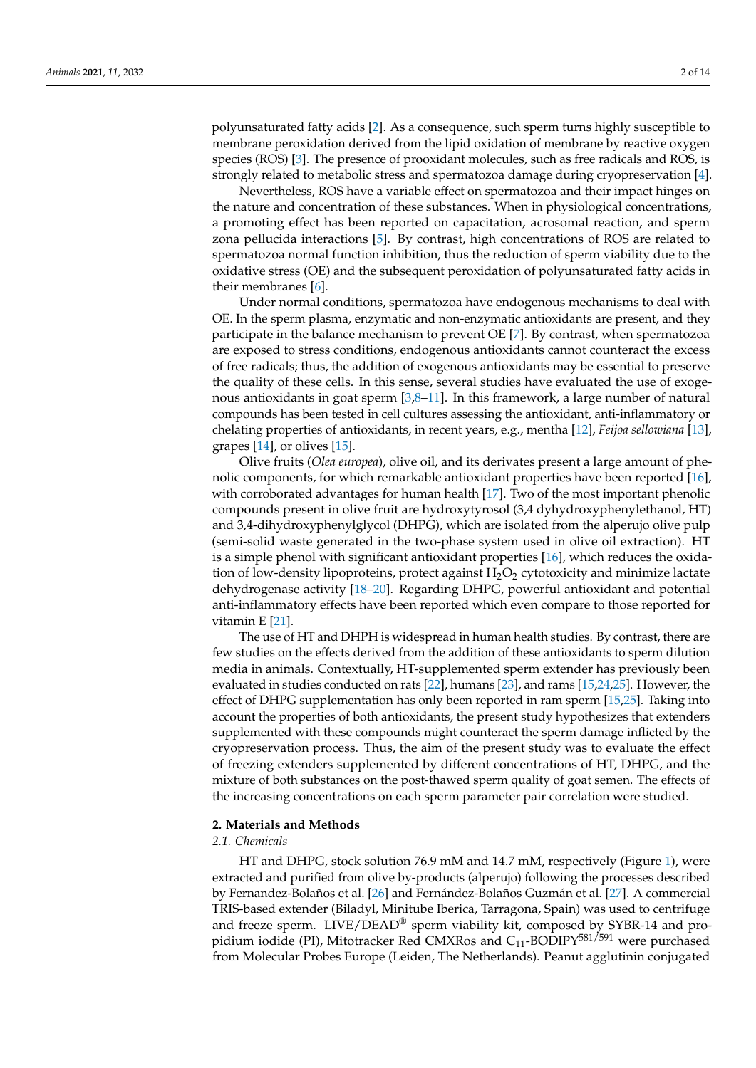polyunsaturated fatty acids [2]. As a consequence, such sperm turns highly susceptible to membrane peroxidation derived from the lipid oxidation of membrane by reactive oxygen species (ROS) [3]. The presence of prooxidant molecules, such as free radicals and ROS, is strongly related to metabolic stress and spermatozoa damage during cryopreservation [4].

Nevertheless, ROS have a variable effect on spermatozoa and their impact hinges on the nature and concentration of these substances. When in physiological concentrations, a promoting effect has been reported on capacitation, acrosomal reaction, and sperm zona pellucida interactions [5]. By contrast, high concentrations of ROS are related to spermatozoa normal function inhibition, thus the reduction of sperm viability due to the oxidative stress (OE) and the subsequent peroxidation of polyunsaturated fatty acids in their membranes [6].

Under normal conditions, spermatozoa have endogenous mechanisms to deal with OE. In the sperm plasma, enzymatic and non-enzymatic antioxidants are present, and they participate in the balance mechanism to prevent OE [7]. By contrast, when spermatozoa are exposed to stress conditions, endogenous antioxidants cannot counteract the excess of free radicals; thus, the addition of exogenous antioxidants may be essential to preserve the quality of these cells. In this sense, several studies have evaluated the use of exogenous antioxidants in goat sperm [3,8–11]. In this framework, a large number of natural compounds has been tested in cell cultures assessing the antioxidant, anti-inflammatory or chelating properties of antioxidants, in recent years, e.g., mentha [12], *Feijoa sellowiana* [13], grapes [14], or olives [15].

Olive fruits (*Olea europea*), olive oil, and its derivates present a large amount of phenolic components, for which remarkable antioxidant properties have been reported [16], with corroborated advantages for human health [17]. Two of the most important phenolic compounds present in olive fruit are hydroxytyrosol (3,4 dyhydroxyphenylethanol, HT) and 3,4-dihydroxyphenylglycol (DHPG), which are isolated from the alperujo olive pulp (semi-solid waste generated in the two-phase system used in olive oil extraction). HT is a simple phenol with significant antioxidant properties [16], which reduces the oxidation of low-density lipoproteins, protect against $H_2O_2$ cytotoxicity and minimize lactate dehydrogenase activity [18–20]. Regarding DHPG, powerful antioxidant and potential anti-inflammatory effects have been reported which even compare to those reported for vitamin E [21].

The use of HT and DHPH is widespread in human health studies. By contrast, there are few studies on the effects derived from the addition of these antioxidants to sperm dilution media in animals. Contextually, HT-supplemented sperm extender has previously been evaluated in studies conducted on rats [22], humans [23], and rams [15,24,25]. However, the effect of DHPG supplementation has only been reported in ram sperm [15,25]. Taking into account the properties of both antioxidants, the present study hypothesizes that extenders supplemented with these compounds might counteract the sperm damage inflicted by the cryopreservation process. Thus, the aim of the present study was to evaluate the effect of freezing extenders supplemented by different concentrations of HT, DHPG, and the mixture of both substances on the post-thawed sperm quality of goat semen. The effects of the increasing concentrations on each sperm parameter pair correlation were studied.

## 2. Materials and Methods

### 2.1. Chemicals

HT and DHPG, stock solution 76.9 mM and 14.7 mM, respectively (Figure 1), were extracted and purified from olive by-products (alperujo) following the processes described by Fernandez-Bolaños et al. [26] and Fernández-Bolaños Guzmán et al. [27]. A commercial TRIS-based extender (Biladyl, Minitube Iberica, Tarragona, Spain) was used to centrifuge and freeze sperm. LIVE/DEAD® sperm viability kit, composed by SYBR-14 and propidium iodide (PI), Mitotracker Red CMXRos and $C_{11}$-BODIPY$^{581/591}$ were purchased from Molecular Probes Europe (Leiden, The Netherlands). Peanut agglutinin conjugated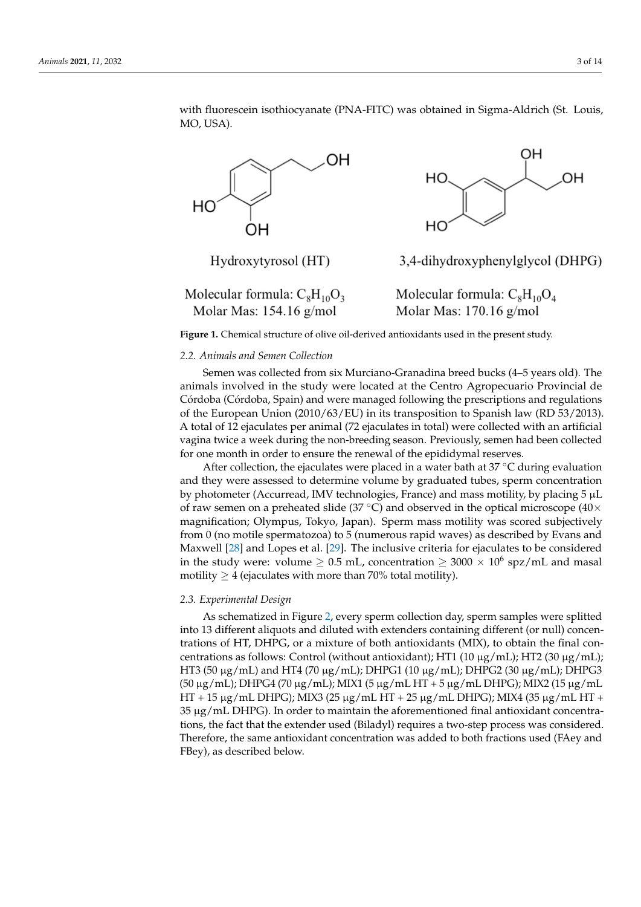with fluorescein isothiocyanate (PNA-FITC) was obtained in Sigma-Aldrich (St. Louis, MO, USA).

Hydroxytyrosol (HT)

Molecular formula: $C_8H_{10}O_3$
Molar Mas: 154.16 g/mol

3,4-dihydroxyphenylglycol (DHPG)

Molecular formula: $C_8H_{10}O_4$
Molar Mas: 170.16 g/mol

**Figure 1.** Chemical structure of olive oil-derived antioxidants used in the present study.

### *2.2. Animals and Semen Collection*

Semen was collected from six Murciano-Granadina breed bucks (4–5 years old). The animals involved in the study were located at the Centro Agropecuario Provincial de Córdoba (Córdoba, Spain) and were managed following the prescriptions and regulations of the European Union (2010/63/EU) in its transposition to Spanish law (RD 53/2013). A total of 12 ejaculates per animal (72 ejaculates in total) were collected with an artificial vagina twice a week during the non-breeding season. Previously, semen had been collected for one month in order to ensure the renewal of the epididymal reserves.

After collection, the ejaculates were placed in a water bath at 37 °C during evaluation and they were assessed to determine volume by graduated tubes, sperm concentration by photometer (Accurread, IMV technologies, France) and mass motility, by placing 5 µL of raw semen on a preheated slide (37 °C) and observed in the optical microscope (40× magnification; Olympus, Tokyo, Japan). Sperm mass motility was scored subjectively from 0 (no motile spermatozoa) to 5 (numerous rapid waves) as described by Evans and Maxwell [28] and Lopes et al. [29]. The inclusive criteria for ejaculates to be considered in the study were: volume $\geq$ 0.5 mL, concentration $\geq 3000 \times 10^6$ spz/mL and masal motility $\geq$ 4 (ejaculates with more than 70% total motility).

### *2.3. Experimental Design*

As schematized in Figure 2, every sperm collection day, sperm samples were splitted into 13 different aliquots and diluted with extenders containing different (or null) concentrations of HT, DHPG, or a mixture of both antioxidants (MIX), to obtain the final concentrations as follows: Control (without antioxidant); HT1 (10 µg/mL); HT2 (30 µg/mL); HT3 (50 µg/mL) and HT4 (70 µg/mL); DHPG1 (10 µg/mL); DHPG2 (30 µg/mL); DHPG3 (50 µg/mL); DHPG4 (70 µg/mL); MIX1 (5 µg/mL HT + 5 µg/mL DHPG); MIX2 (15 µg/mL HT + 15 µg/mL DHPG); MIX3 (25 µg/mL HT + 25 µg/mL DHPG); MIX4 (35 µg/mL HT + 35 µg/mL DHPG). In order to maintain the aforementioned final antioxidant concentrations, the fact that the extender used (Biladyl) requires a two-step process was considered. Therefore, the same antioxidant concentration was added to both fractions used (FAey and FBey), as described below.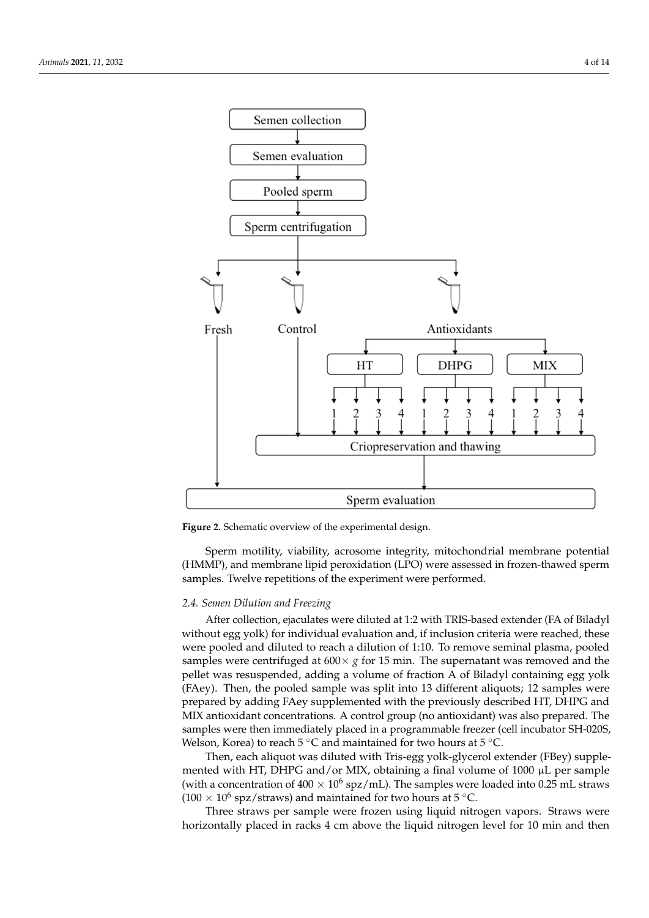**Figure 2.** Schematic overview of the experimental design.

Sperm motility, viability, acrosome integrity, mitochondrial membrane potential (HMMP), and membrane lipid peroxidation (LPO) were assessed in frozen-thawed sperm samples. Twelve repetitions of the experiment were performed.

### 2.4. Semen Dilution and Freezing

After collection, ejaculates were diluted at 1:2 with TRIS-based extender (FA of Biladyl without egg yolk) for individual evaluation and, if inclusion criteria were reached, these were pooled and diluted to reach a dilution of 1:10. To remove seminal plasma, pooled samples were centrifuged at $600\times g$ for 15 min. The supernatant was removed and the pellet was resuspended, adding a volume of fraction A of Biladyl containing egg yolk (FAey). Then, the pooled sample was split into 13 different aliquots; 12 samples were prepared by adding FAey supplemented with the previously described HT, DHPG and MIX antioxidant concentrations. A control group (no antioxidant) was also prepared. The samples were then immediately placed in a programmable freezer (cell incubator SH-020S, Welson, Korea) to reach 5 °C and maintained for two hours at 5 °C.

Then, each aliquot was diluted with Tris-egg yolk-glycerol extender (FBey) supplemented with HT, DHPG and/or MIX, obtaining a final volume of 1000 µL per sample (with a concentration of $400 \times 10^6$ spz/mL). The samples were loaded into 0.25 mL straws ($100 \times 10^6$ spz/straws) and maintained for two hours at 5 °C.

Three straws per sample were frozen using liquid nitrogen vapors. Straws were horizontally placed in racks 4 cm above the liquid nitrogen level for 10 min and then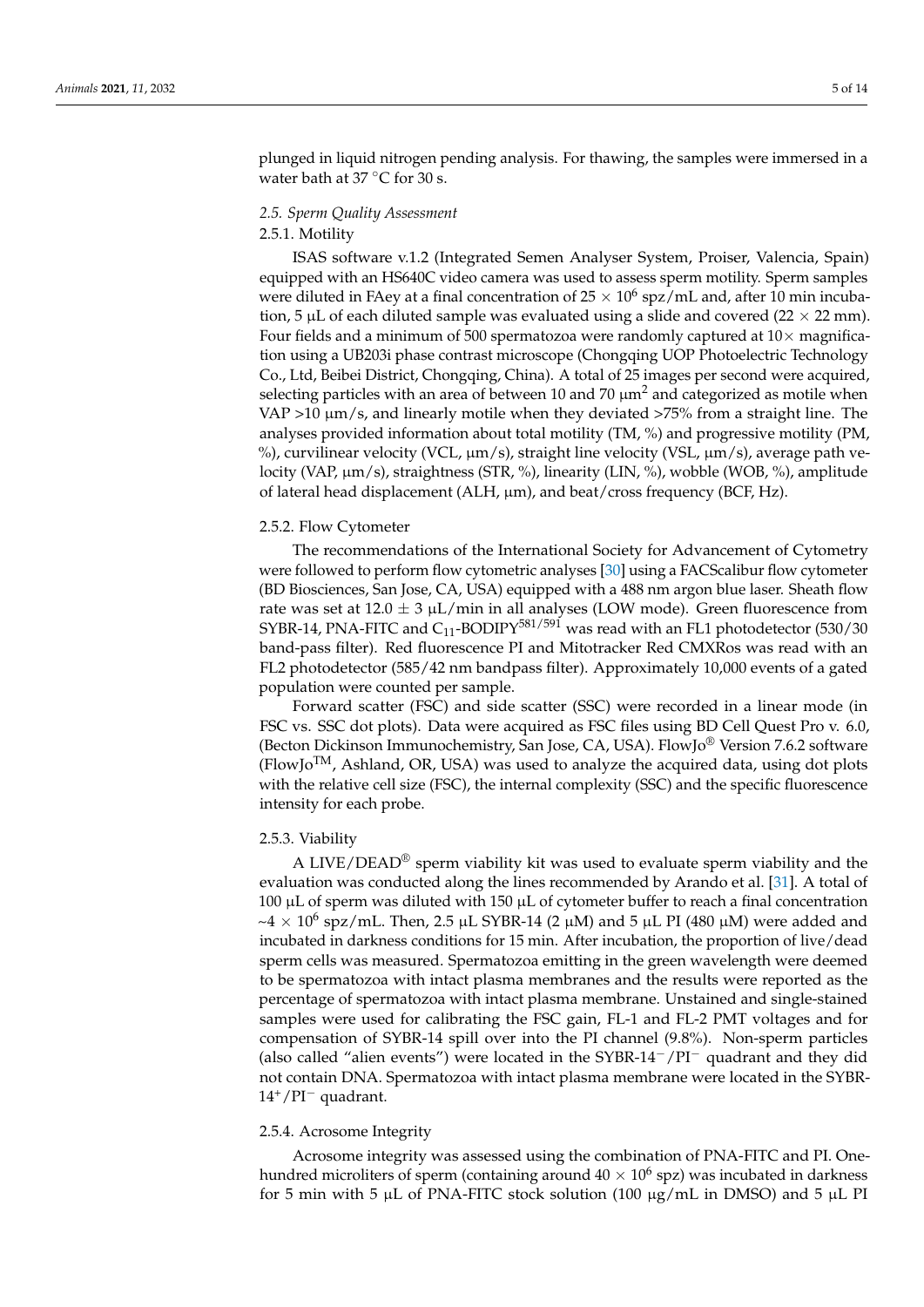plunged in liquid nitrogen pending analysis. For thawing, the samples were immersed in a water bath at 37 °C for 30 s.

### *2.5. Sperm Quality Assessment*

#### 2.5.1. Motility

ISAS software v.1.2 (Integrated Semen Analyser System, Proiser, Valencia, Spain) equipped with an HS640C video camera was used to assess sperm motility. Sperm samples were diluted in FAey at a final concentration of $25 \times 10^6$ spz/mL and, after 10 min incubation, 5 µL of each diluted sample was evaluated using a slide and covered (22 × 22 mm). Four fields and a minimum of 500 spermatozoa were randomly captured at 10× magnification using a UB203i phase contrast microscope (Chongqing UOP Photoelectric Technology Co., Ltd, Beibei District, Chongqing, China). A total of 25 images per second were acquired, selecting particles with an area of between 10 and 70 $\mu m^2$ and categorized as motile when VAP >10 µm/s, and linearly motile when they deviated >75% from a straight line. The analyses provided information about total motility (TM, %) and progressive motility (PM, %), curvilinear velocity (VCL, µm/s), straight line velocity (VSL, µm/s), average path velocity (VAP, µm/s), straightness (STR, %), linearity (LIN, %), wobble (WOB, %), amplitude of lateral head displacement (ALH, µm), and beat/cross frequency (BCF, Hz).

#### 2.5.2. Flow Cytometer

The recommendations of the International Society for Advancement of Cytometry were followed to perform flow cytometric analyses [30] using a FACScalibur flow cytometer (BD Biosciences, San Jose, CA, USA) equipped with a 488 nm argon blue laser. Sheath flow rate was set at 12.0 ± 3 µL/min in all analyses (LOW mode). Green fluorescence from SYBR-14, PNA-FITC and $C_{11}$-BODIPY$^{581/591}$ was read with an FL1 photodetector (530/30 band-pass filter). Red fluorescence PI and Mitotracker Red CMXRos was read with an FL2 photodetector (585/42 nm bandpass filter). Approximately 10,000 events of a gated population were counted per sample.

Forward scatter (FSC) and side scatter (SSC) were recorded in a linear mode (in FSC vs. SSC dot plots). Data were acquired as FSC files using BD Cell Quest Pro v. 6.0, (Becton Dickinson Immunochemistry, San Jose, CA, USA). FlowJo® Version 7.6.2 software (FlowJo™, Ashland, OR, USA) was used to analyze the acquired data, using dot plots with the relative cell size (FSC), the internal complexity (SSC) and the specific fluorescence intensity for each probe.

#### 2.5.3. Viability

A LIVE/DEAD® sperm viability kit was used to evaluate sperm viability and the evaluation was conducted along the lines recommended by Arando et al. [31]. A total of 100 µL of sperm was diluted with 150 µL of cytometer buffer to reach a final concentration ~$4 \times 10^6$ spz/mL. Then, 2.5 µL SYBR-14 (2 µM) and 5 µL PI (480 µM) were added and incubated in darkness conditions for 15 min. After incubation, the proportion of live/dead sperm cells was measured. Spermatozoa emitting in the green wavelength were deemed to be spermatozoa with intact plasma membranes and the results were reported as the percentage of spermatozoa with intact plasma membrane. Unstained and single-stained samples were used for calibrating the FSC gain, FL-1 and FL-2 PMT voltages and for compensation of SYBR-14 spill over into the PI channel (9.8%). Non-sperm particles (also called "alien events") were located in the SYBR-$14^-$/$PI^-$ quadrant and they did not contain DNA. Spermatozoa with intact plasma membrane were located in the SYBR-$14^+$/$PI^-$ quadrant.

#### 2.5.4. Acrosome Integrity

Acrosome integrity was assessed using the combination of PNA-FITC and PI. One-hundred microliters of sperm (containing around $40 \times 10^6$ spz) was incubated in darkness for 5 min with 5 µL of PNA-FITC stock solution (100 µg/mL in DMSO) and 5 µL PI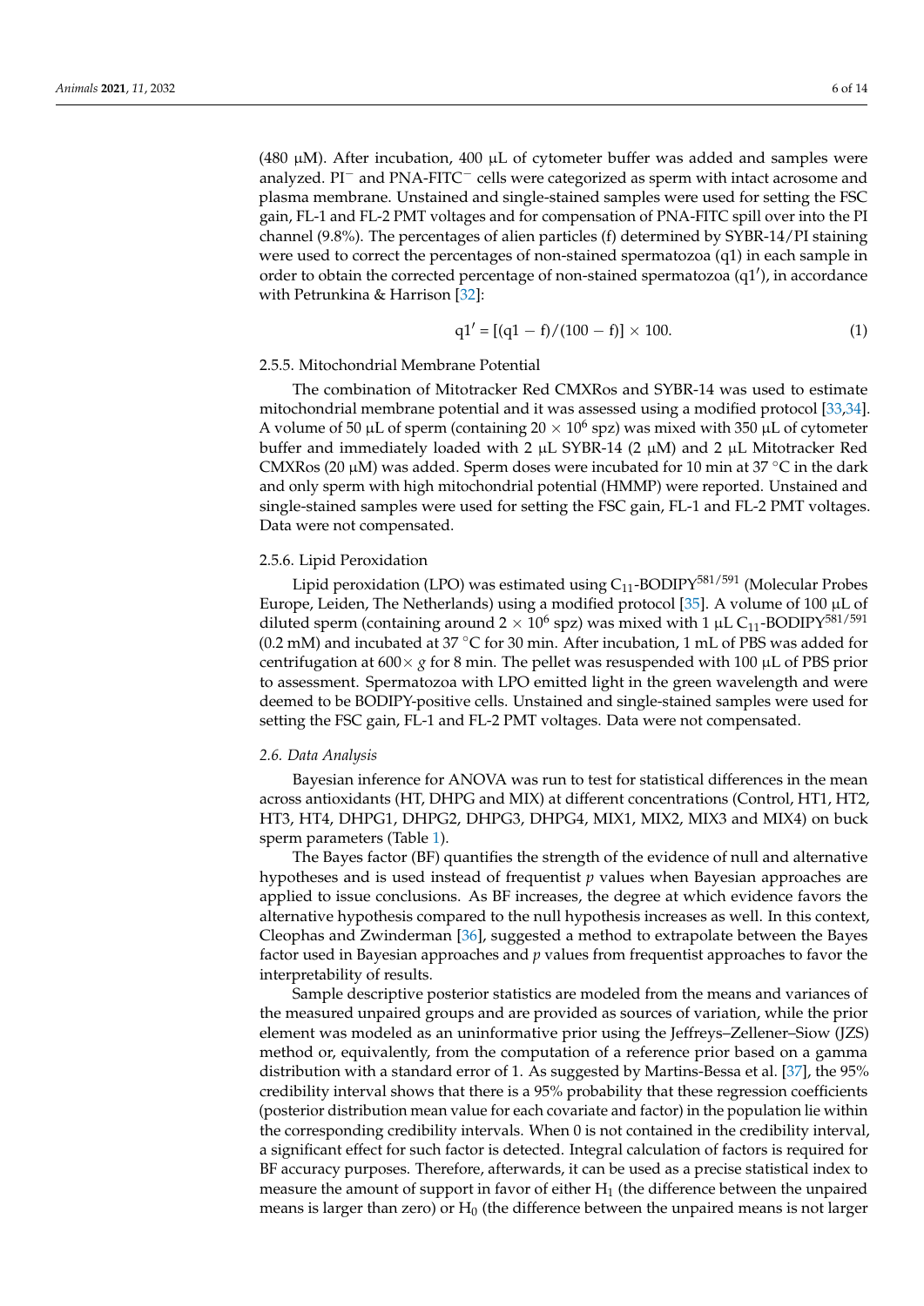(480 μM). After incubation, 400 μL of cytometer buffer was added and samples were analyzed. $PI^-$ and $PNA\text{-}FITC^-$ cells were categorized as sperm with intact acrosome and plasma membrane. Unstained and single-stained samples were used for setting the FSC gain, FL-1 and FL-2 PMT voltages and for compensation of PNA-FITC spill over into the PI channel (9.8%). The percentages of alien particles (f) determined by SYBR-14/PI staining were used to correct the percentages of non-stained spermatozoa (q1) in each sample in order to obtain the corrected percentage of non-stained spermatozoa (q1′), in accordance with Petrunkina & Harrison [32]:

$$q1' = [(q1 - f)/(100 - f)] \times 100. \quad (1)$$

#### 2.5.5. Mitochondrial Membrane Potential

The combination of Mitotracker Red CMXRos and SYBR-14 was used to estimate mitochondrial membrane potential and it was assessed using a modified protocol [33,34]. A volume of 50 μL of sperm (containing $20 \times 10^6$ spz) was mixed with 350 μL of cytometer buffer and immediately loaded with 2 μL SYBR-14 (2 μM) and 2 μL Mitotracker Red CMXRos (20 μM) was added. Sperm doses were incubated for 10 min at 37 °C in the dark and only sperm with high mitochondrial potential (HMMP) were reported. Unstained and single-stained samples were used for setting the FSC gain, FL-1 and FL-2 PMT voltages. Data were not compensated.

#### 2.5.6. Lipid Peroxidation

Lipid peroxidation (LPO) was estimated using $C_{11}$-BODIPY$^{581/591}$ (Molecular Probes Europe, Leiden, The Netherlands) using a modified protocol [35]. A volume of 100 μL of diluted sperm (containing around $2 \times 10^6$ spz) was mixed with 1 μL $C_{11}$-BODIPY$^{581/591}$ (0.2 mM) and incubated at 37 °C for 30 min. After incubation, 1 mL of PBS was added for centrifugation at $600\times g$ for 8 min. The pellet was resuspended with 100 μL of PBS prior to assessment. Spermatozoa with LPO emitted light in the green wavelength and were deemed to be BODIPY-positive cells. Unstained and single-stained samples were used for setting the FSC gain, FL-1 and FL-2 PMT voltages. Data were not compensated.

### *2.6. Data Analysis*

Bayesian inference for ANOVA was run to test for statistical differences in the mean across antioxidants (HT, DHPG and MIX) at different concentrations (Control, HT1, HT2, HT3, HT4, DHPG1, DHPG2, DHPG3, DHPG4, MIX1, MIX2, MIX3 and MIX4) on buck sperm parameters (Table 1).

The Bayes factor (BF) quantifies the strength of the evidence of null and alternative hypotheses and is used instead of frequentist $p$ values when Bayesian approaches are applied to issue conclusions. As BF increases, the degree at which evidence favors the alternative hypothesis compared to the null hypothesis increases as well. In this context, Cleophas and Zwinderman [36], suggested a method to extrapolate between the Bayes factor used in Bayesian approaches and $p$ values from frequentist approaches to favor the interpretability of results.

Sample descriptive posterior statistics are modeled from the means and variances of the measured unpaired groups and are provided as sources of variation, while the prior element was modeled as an uninformative prior using the Jeffreys–Zellener–Siow (JZS) method or, equivalently, from the computation of a reference prior based on a gamma distribution with a standard error of 1. As suggested by Martins-Bessa et al. [37], the 95% credibility interval shows that there is a 95% probability that these regression coefficients (posterior distribution mean value for each covariate and factor) in the population lie within the corresponding credibility intervals. When 0 is not contained in the credibility interval, a significant effect for such factor is detected. Integral calculation of factors is required for BF accuracy purposes. Therefore, afterwards, it can be used as a precise statistical index to measure the amount of support in favor of either $H_1$ (the difference between the unpaired means is larger than zero) or $H_0$ (the difference between the unpaired means is not larger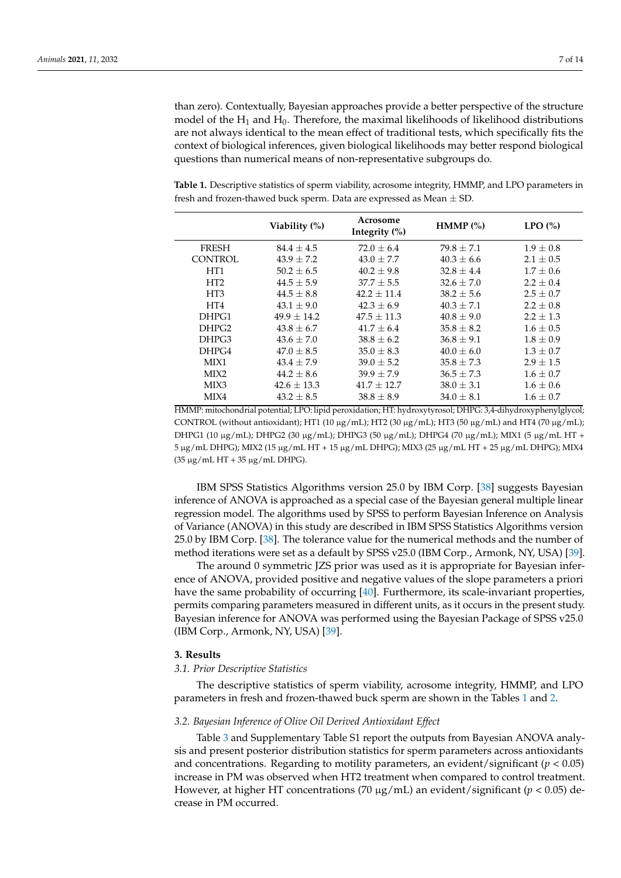than zero). Contextually, Bayesian approaches provide a better perspective of the structure model of the $H_1$ and $H_0$. Therefore, the maximal likelihoods of likelihood distributions are not always identical to the mean effect of traditional tests, which specifically fits the context of biological inferences, given biological likelihoods may better respond biological questions than numerical means of non-representative subgroups do.

**Table 1.** Descriptive statistics of sperm viability, acrosome integrity, HMMP, and LPO parameters in fresh and frozen-thawed buck sperm. Data are expressed as Mean ± SD.

| | Viability (%) | Acrosome Integrity (%) | HMMP (%) | LPO (%) |
|---|---|---|---|---|
| FRESH | 84.4 ± 4.5 | 72.0 ± 6.4 | 79.8 ± 7.1 | 1.9 ± 0.8 |
| CONTROL | 43.9 ± 7.2 | 43.0 ± 7.7 | 40.3 ± 6.6 | 2.1 ± 0.5 |
| HT1 | 50.2 ± 6.5 | 40.2 ± 9.8 | 32.8 ± 4.4 | 1.7 ± 0.6 |
| HT2 | 44.5 ± 5.9 | 37.7 ± 5.5 | 32.6 ± 7.0 | 2.2 ± 0.4 |
| HT3 | 44.5 ± 8.8 | 42.2 ± 11.4 | 38.2 ± 5.6 | 2.5 ± 0.7 |
| HT4 | 43.1 ± 9.0 | 42.3 ± 6.9 | 40.3 ± 7.1 | 2.2 ± 0.8 |
| DHPG1 | 49.9 ± 14.2 | 47.5 ± 11.3 | 40.8 ± 9.0 | 2.2 ± 1.3 |
| DHPG2 | 43.8 ± 6.7 | 41.7 ± 6.4 | 35.8 ± 8.2 | 1.6 ± 0.5 |
| DHPG3 | 43.6 ± 7.0 | 38.8 ± 6.2 | 36.8 ± 9.1 | 1.8 ± 0.9 |
| DHPG4 | 47.0 ± 8.5 | 35.0 ± 8.3 | 40.0 ± 6.0 | 1.3 ± 0.7 |
| MIX1 | 43.4 ± 7.9 | 39.0 ± 5.2 | 35.8 ± 7.3 | 2.9 ± 1.5 |
| MIX2 | 44.2 ± 8.6 | 39.9 ± 7.9 | 36.5 ± 7.3 | 1.6 ± 0.7 |
| MIX3 | 42.6 ± 13.3 | 41.7 ± 12.7 | 38.0 ± 3.1 | 1.6 ± 0.6 |
| MIX4 | 43.2 ± 8.5 | 38.8 ± 8.9 | 34.0 ± 8.1 | 1.6 ± 0.7 |

HMMP: mitochondrial potential; LPO: lipid peroxidation; HT: hydroxytyrosol; DHPG: 3,4-dihydroxyphenylglycol; CONTROL (without antioxidant); HT1 (10 μg/mL); HT2 (30 μg/mL); HT3 (50 μg/mL) and HT4 (70 μg/mL); DHPG1 (10 μg/mL); DHPG2 (30 μg/mL); DHPG3 (50 μg/mL); DHPG4 (70 μg/mL); MIX1 (5 μg/mL HT + 5 μg/mL DHPG); MIX2 (15 μg/mL HT + 15 μg/mL DHPG); MIX3 (25 μg/mL HT + 25 μg/mL DHPG); MIX4 (35 μg/mL HT + 35 μg/mL DHPG).

IBM SPSS Statistics Algorithms version 25.0 by IBM Corp. [38] suggests Bayesian inference of ANOVA is approached as a special case of the Bayesian general multiple linear regression model. The algorithms used by SPSS to perform Bayesian Inference on Analysis of Variance (ANOVA) in this study are described in IBM SPSS Statistics Algorithms version 25.0 by IBM Corp. [38]. The tolerance value for the numerical methods and the number of method iterations were set as a default by SPSS v25.0 (IBM Corp., Armonk, NY, USA) [39].

The around 0 symmetric JZS prior was used as it is appropriate for Bayesian inference of ANOVA, provided positive and negative values of the slope parameters a priori have the same probability of occurring [40]. Furthermore, its scale-invariant properties, permits comparing parameters measured in different units, as it occurs in the present study. Bayesian inference for ANOVA was performed using the Bayesian Package of SPSS v25.0 (IBM Corp., Armonk, NY, USA) [39].

## 3. Results

### *3.1. Prior Descriptive Statistics*

The descriptive statistics of sperm viability, acrosome integrity, HMMP, and LPO parameters in fresh and frozen-thawed buck sperm are shown in the Tables 1 and 2.

### *3.2. Bayesian Inference of Olive Oil Derived Antioxidant Effect*

Table 3 and Supplementary Table S1 report the outputs from Bayesian ANOVA analysis and present posterior distribution statistics for sperm parameters across antioxidants and concentrations. Regarding to motility parameters, an evident/significant ($p < 0.05$) increase in PM was observed when HT2 treatment when compared to control treatment. However, at higher HT concentrations (70 μg/mL) an evident/significant ($p < 0.05$) decrease in PM occurred.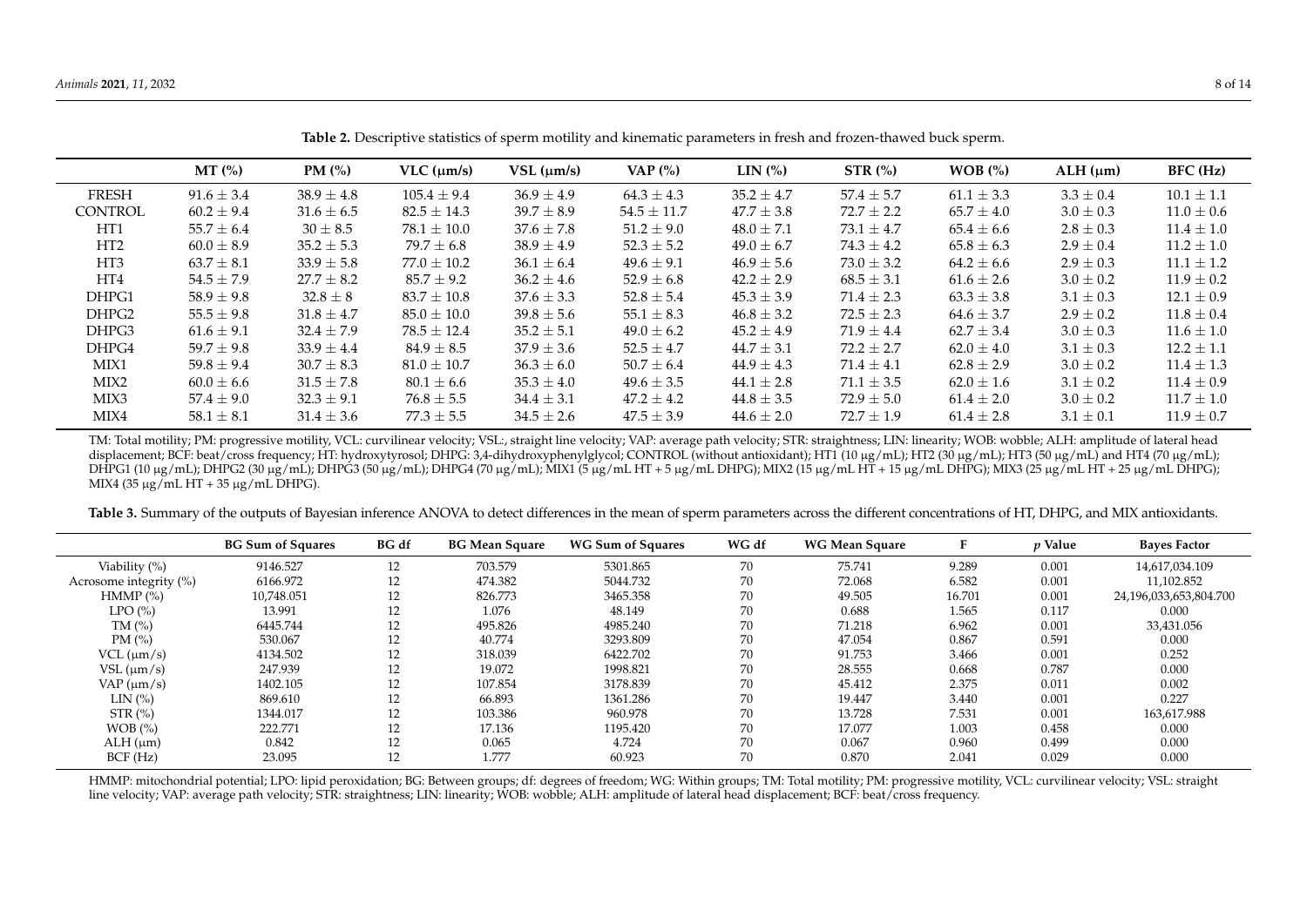**Table 2.** Descriptive statistics of sperm motility and kinematic parameters in fresh and frozen-thawed buck sperm.

| | MT (%) | PM (%) | VLC (μm/s) | VSL (μm/s) | VAP (%) | LIN (%) | STR (%) | WOB (%) | ALH (μm) | BFC (Hz) |
|---|---|---|---|---|---|---|---|---|---|---|
| FRESH | 91.6 ± 3.4 | 38.9 ± 4.8 | 105.4 ± 9.4 | 36.9 ± 4.9 | 64.3 ± 4.3 | 35.2 ± 4.7 | 57.4 ± 5.7 | 61.1 ± 3.3 | 3.3 ± 0.4 | 10.1 ± 1.1 |
| CONTROL | 60.2 ± 9.4 | 31.6 ± 6.5 | 82.5 ± 14.3 | 39.7 ± 8.9 | 54.5 ± 11.7 | 47.7 ± 3.8 | 72.7 ± 2.2 | 65.7 ± 4.0 | 3.0 ± 0.3 | 11.0 ± 0.6 |
| HT1 | 55.7 ± 6.4 | 30 ± 8.5 | 78.1 ± 10.0 | 37.6 ± 7.8 | 51.2 ± 9.0 | 48.0 ± 7.1 | 73.1 ± 4.7 | 65.4 ± 6.6 | 2.8 ± 0.3 | 11.4 ± 1.0 |
| HT2 | 60.0 ± 8.9 | 35.2 ± 5.3 | 79.7 ± 6.8 | 38.9 ± 4.9 | 52.3 ± 5.2 | 49.0 ± 6.7 | 74.3 ± 4.2 | 65.8 ± 6.3 | 2.9 ± 0.4 | 11.2 ± 1.0 |
| HT3 | 63.7 ± 8.1 | 33.9 ± 5.8 | 77.0 ± 10.2 | 36.1 ± 6.4 | 49.6 ± 9.1 | 46.9 ± 5.6 | 73.0 ± 3.2 | 64.2 ± 6.6 | 2.9 ± 0.3 | 11.1 ± 1.2 |
| HT4 | 54.5 ± 7.9 | 27.7 ± 8.2 | 85.7 ± 9.2 | 36.2 ± 4.6 | 52.9 ± 6.8 | 42.2 ± 2.9 | 68.5 ± 3.1 | 61.6 ± 2.6 | 3.0 ± 0.2 | 11.9 ± 0.2 |
| DHPG1 | 58.9 ± 9.8 | 32.8 ± 8 | 83.7 ± 10.8 | 37.6 ± 3.3 | 52.8 ± 5.4 | 45.3 ± 3.9 | 71.4 ± 2.3 | 63.3 ± 3.8 | 3.1 ± 0.3 | 12.1 ± 0.9 |
| DHPG2 | 55.5 ± 9.8 | 31.8 ± 4.7 | 85.0 ± 10.0 | 39.8 ± 5.6 | 55.1 ± 8.3 | 46.8 ± 3.2 | 72.5 ± 2.3 | 64.6 ± 3.7 | 2.9 ± 0.2 | 11.8 ± 0.4 |
| DHPG3 | 61.6 ± 9.1 | 32.4 ± 7.9 | 78.5 ± 12.4 | 35.2 ± 5.1 | 49.0 ± 6.2 | 45.2 ± 4.9 | 71.9 ± 4.4 | 62.7 ± 3.4 | 3.0 ± 0.3 | 11.6 ± 1.0 |
| DHPG4 | 59.7 ± 9.8 | 33.9 ± 4.4 | 84.9 ± 8.5 | 37.9 ± 3.6 | 52.5 ± 4.7 | 44.7 ± 3.1 | 72.2 ± 2.7 | 62.0 ± 4.0 | 3.1 ± 0.3 | 12.2 ± 1.1 |
| MIX1 | 59.8 ± 9.4 | 30.7 ± 8.3 | 81.0 ± 10.7 | 36.3 ± 6.0 | 50.7 ± 6.4 | 44.9 ± 4.3 | 71.4 ± 4.1 | 62.8 ± 2.9 | 3.0 ± 0.2 | 11.4 ± 1.3 |
| MIX2 | 60.0 ± 6.6 | 31.5 ± 7.8 | 80.1 ± 6.6 | 35.3 ± 4.0 | 49.6 ± 3.5 | 44.1 ± 2.8 | 71.1 ± 3.5 | 62.0 ± 1.6 | 3.1 ± 0.2 | 11.4 ± 0.9 |
| MIX3 | 57.4 ± 9.0 | 32.3 ± 9.1 | 76.8 ± 5.5 | 34.4 ± 3.1 | 47.2 ± 4.2 | 44.8 ± 3.5 | 72.9 ± 5.0 | 61.4 ± 2.0 | 3.0 ± 0.2 | 11.7 ± 1.0 |
| MIX4 | 58.1 ± 8.1 | 31.4 ± 3.6 | 77.3 ± 5.5 | 34.5 ± 2.6 | 47.5 ± 3.9 | 44.6 ± 2.0 | 72.7 ± 1.9 | 61.4 ± 2.8 | 3.1 ± 0.1 | 11.9 ± 0.7 |

TM: Total motility; PM: progressive motility, VCL: curvilinear velocity; VSL:, straight line velocity; VAP: average path velocity; STR: straightness; LIN: linearity; WOB: wobble; ALH: amplitude of lateral head displacement; BCF: beat/cross frequency; HT: hydroxytyrosol; DHPG: 3,4-dihydroxyphenylglycol; CONTROL (without antioxidant); HT1 (10 μg/mL); HT2 (30 μg/mL); HT3 (50 μg/mL) and HT4 (70 μg/mL); DHPG1 (10 μg/mL); DHPG2 (30 μg/mL); DHPG3 (50 μg/mL); DHPG4 (70 μg/mL); MIX1 (5 μg/mL HT + 5 μg/mL DHPG); MIX2 (15 μg/mL HT + 15 μg/mL DHPG); MIX3 (25 μg/mL HT + 25 μg/mL DHPG); MIX4 (35 μg/mL HT + 35 μg/mL DHPG).

**Table 3.** Summary of the outputs of Bayesian inference ANOVA to detect differences in the mean of sperm parameters across the different concentrations of HT, DHPG, and MIX antioxidants.

| | BG Sum of Squares | BG df | BG Mean Square | WG Sum of Squares | WG df | WG Mean Square | F | *p* Value | Bayes Factor |
|---|---|---|---|---|---|---|---|---|---|
| Viability (%) | 9146.527 | 12 | 703.579 | 5301.865 | 70 | 75.741 | 9.289 | 0.001 | 14,617,034.109 |
| Acrosome integrity (%) | 6166.972 | 12 | 474.382 | 5044.732 | 70 | 72.068 | 6.582 | 0.001 | 11,102.852 |
| HMMP (%) | 10,748.051 | 12 | 826.773 | 3465.358 | 70 | 49.505 | 16.701 | 0.001 | 24,196,033,653,804.700 |
| LPO (%) | 13.991 | 12 | 1.076 | 48.149 | 70 | 0.688 | 1.565 | 0.117 | 0.000 |
| TM (%) | 6445.744 | 12 | 495.826 | 4985.240 | 70 | 71.218 | 6.962 | 0.001 | 33,431.056 |
| PM (%) | 530.067 | 12 | 40.774 | 3293.809 | 70 | 47.054 | 0.867 | 0.591 | 0.000 |
| VCL (μm/s) | 4134.502 | 12 | 318.039 | 6422.702 | 70 | 91.753 | 3.466 | 0.001 | 0.252 |
| VSL (μm/s) | 247.939 | 12 | 19.072 | 1998.821 | 70 | 28.555 | 0.668 | 0.787 | 0.000 |
| VAP (μm/s) | 1402.105 | 12 | 107.854 | 3178.839 | 70 | 45.412 | 2.375 | 0.011 | 0.002 |
| LIN (%) | 869.610 | 12 | 66.893 | 1361.286 | 70 | 19.447 | 3.440 | 0.001 | 0.227 |
| STR (%) | 1344.017 | 12 | 103.386 | 960.978 | 70 | 13.728 | 7.531 | 0.001 | 163,617.988 |
| WOB (%) | 222.771 | 12 | 17.136 | 1195.420 | 70 | 17.077 | 1.003 | 0.458 | 0.000 |
| ALH (μm) | 0.842 | 12 | 0.065 | 4.724 | 70 | 0.067 | 0.960 | 0.499 | 0.000 |
| BCF (Hz) | 23.095 | 12 | 1.777 | 60.923 | 70 | 0.870 | 2.041 | 0.029 | 0.000 |

HMMP: mitochondrial potential; LPO: lipid peroxidation; BG: Between groups; df: degrees of freedom; WG: Within groups; TM: Total motility; PM: progressive motility, VCL: curvilinear velocity; VSL: straight line velocity; VAP: average path velocity; STR: straightness; LIN: linearity; WOB: wobble; ALH: amplitude of lateral head displacement; BCF: beat/cross frequency.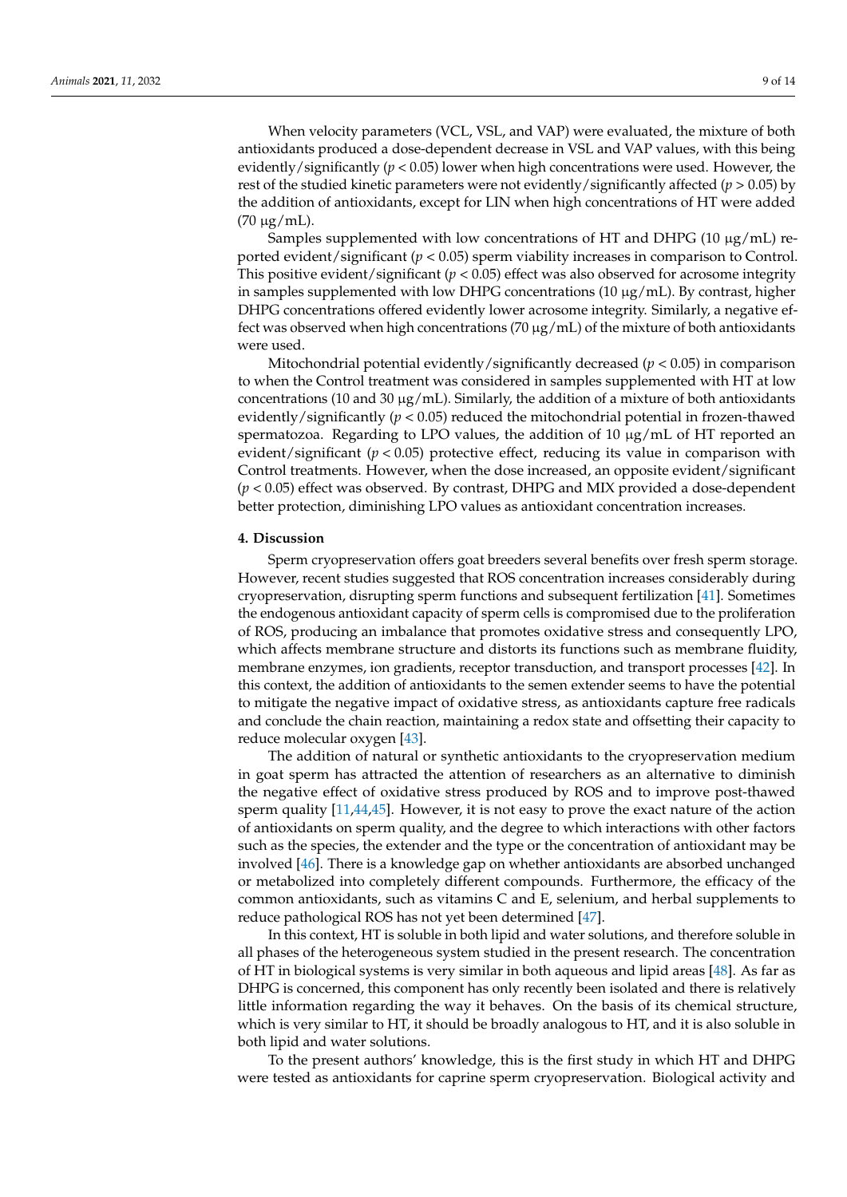When velocity parameters (VCL, VSL, and VAP) were evaluated, the mixture of both antioxidants produced a dose-dependent decrease in VSL and VAP values, with this being evidently/significantly ($p < 0.05$) lower when high concentrations were used. However, the rest of the studied kinetic parameters were not evidently/significantly affected ($p > 0.05$) by the addition of antioxidants, except for LIN when high concentrations of HT were added (70 μg/mL).

Samples supplemented with low concentrations of HT and DHPG (10 μg/mL) reported evident/significant ($p < 0.05$) sperm viability increases in comparison to Control. This positive evident/significant ($p < 0.05$) effect was also observed for acrosome integrity in samples supplemented with low DHPG concentrations (10 μg/mL). By contrast, higher DHPG concentrations offered evidently lower acrosome integrity. Similarly, a negative effect was observed when high concentrations (70 μg/mL) of the mixture of both antioxidants were used.

Mitochondrial potential evidently/significantly decreased ($p < 0.05$) in comparison to when the Control treatment was considered in samples supplemented with HT at low concentrations (10 and 30 μg/mL). Similarly, the addition of a mixture of both antioxidants evidently/significantly ($p < 0.05$) reduced the mitochondrial potential in frozen-thawed spermatozoa. Regarding to LPO values, the addition of 10 μg/mL of HT reported an evident/significant ($p < 0.05$) protective effect, reducing its value in comparison with Control treatments. However, when the dose increased, an opposite evident/significant ($p < 0.05$) effect was observed. By contrast, DHPG and MIX provided a dose-dependent better protection, diminishing LPO values as antioxidant concentration increases.

## 4. Discussion

Sperm cryopreservation offers goat breeders several benefits over fresh sperm storage. However, recent studies suggested that ROS concentration increases considerably during cryopreservation, disrupting sperm functions and subsequent fertilization [41]. Sometimes the endogenous antioxidant capacity of sperm cells is compromised due to the proliferation of ROS, producing an imbalance that promotes oxidative stress and consequently LPO, which affects membrane structure and distorts its functions such as membrane fluidity, membrane enzymes, ion gradients, receptor transduction, and transport processes [42]. In this context, the addition of antioxidants to the semen extender seems to have the potential to mitigate the negative impact of oxidative stress, as antioxidants capture free radicals and conclude the chain reaction, maintaining a redox state and offsetting their capacity to reduce molecular oxygen [43].

The addition of natural or synthetic antioxidants to the cryopreservation medium in goat sperm has attracted the attention of researchers as an alternative to diminish the negative effect of oxidative stress produced by ROS and to improve post-thawed sperm quality [11,44,45]. However, it is not easy to prove the exact nature of the action of antioxidants on sperm quality, and the degree to which interactions with other factors such as the species, the extender and the type or the concentration of antioxidant may be involved [46]. There is a knowledge gap on whether antioxidants are absorbed unchanged or metabolized into completely different compounds. Furthermore, the efficacy of the common antioxidants, such as vitamins C and E, selenium, and herbal supplements to reduce pathological ROS has not yet been determined [47].

In this context, HT is soluble in both lipid and water solutions, and therefore soluble in all phases of the heterogeneous system studied in the present research. The concentration of HT in biological systems is very similar in both aqueous and lipid areas [48]. As far as DHPG is concerned, this component has only recently been isolated and there is relatively little information regarding the way it behaves. On the basis of its chemical structure, which is very similar to HT, it should be broadly analogous to HT, and it is also soluble in both lipid and water solutions.

To the present authors' knowledge, this is the first study in which HT and DHPG were tested as antioxidants for caprine sperm cryopreservation. Biological activity and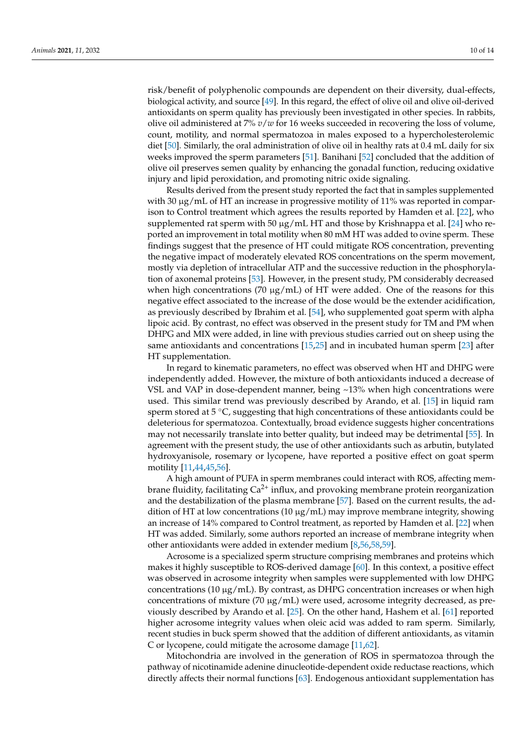risk/benefit of polyphenolic compounds are dependent on their diversity, dual-effects, biological activity, and source [49]. In this regard, the effect of olive oil and olive oil-derived antioxidants on sperm quality has previously been investigated in other species. In rabbits, olive oil administered at 7% *v*/*w* for 16 weeks succeeded in recovering the loss of volume, count, motility, and normal spermatozoa in males exposed to a hypercholesterolemic diet [50]. Similarly, the oral administration of olive oil in healthy rats at 0.4 mL daily for six weeks improved the sperm parameters [51]. Banihani [52] concluded that the addition of olive oil preserves semen quality by enhancing the gonadal function, reducing oxidative injury and lipid peroxidation, and promoting nitric oxide signaling.

Results derived from the present study reported the fact that in samples supplemented with 30 μg/mL of HT an increase in progressive motility of 11% was reported in comparison to Control treatment which agrees the results reported by Hamden et al. [22], who supplemented rat sperm with 50 μg/mL HT and those by Krishnappa et al. [24] who reported an improvement in total motility when 80 mM HT was added to ovine sperm. These findings suggest that the presence of HT could mitigate ROS concentration, preventing the negative impact of moderately elevated ROS concentrations on the sperm movement, mostly via depletion of intracellular ATP and the successive reduction in the phosphorylation of axonemal proteins [53]. However, in the present study, PM considerably decreased when high concentrations (70 μg/mL) of HT were added. One of the reasons for this negative effect associated to the increase of the dose would be the extender acidification, as previously described by Ibrahim et al. [54], who supplemented goat sperm with alpha lipoic acid. By contrast, no effect was observed in the present study for TM and PM when DHPG and MIX were added, in line with previous studies carried out on sheep using the same antioxidants and concentrations [15,25] and in incubated human sperm [23] after HT supplementation.

In regard to kinematic parameters, no effect was observed when HT and DHPG were independently added. However, the mixture of both antioxidants induced a decrease of VSL and VAP in dose-dependent manner, being ~13% when high concentrations were used. This similar trend was previously described by Arando, et al. [15] in liquid ram sperm stored at 5 °C, suggesting that high concentrations of these antioxidants could be deleterious for spermatozoa. Contextually, broad evidence suggests higher concentrations may not necessarily translate into better quality, but indeed may be detrimental [55]. In agreement with the present study, the use of other antioxidants such as arbutin, butylated hydroxyanisole, rosemary or lycopene, have reported a positive effect on goat sperm motility [11,44,45,56].

A high amount of PUFA in sperm membranes could interact with ROS, affecting membrane fluidity, facilitating $Ca^{2+}$ influx, and provoking membrane protein reorganization and the destabilization of the plasma membrane [57]. Based on the current results, the addition of HT at low concentrations (10 μg/mL) may improve membrane integrity, showing an increase of 14% compared to Control treatment, as reported by Hamden et al. [22] when HT was added. Similarly, some authors reported an increase of membrane integrity when other antioxidants were added in extender medium [8,56,58,59].

Acrosome is a specialized sperm structure comprising membranes and proteins which makes it highly susceptible to ROS-derived damage [60]. In this context, a positive effect was observed in acrosome integrity when samples were supplemented with low DHPG concentrations (10 μg/mL). By contrast, as DHPG concentration increases or when high concentrations of mixture (70 μg/mL) were used, acrosome integrity decreased, as previously described by Arando et al. [25]. On the other hand, Hashem et al. [61] reported higher acrosome integrity values when oleic acid was added to ram sperm. Similarly, recent studies in buck sperm showed that the addition of different antioxidants, as vitamin C or lycopene, could mitigate the acrosome damage [11,62].

Mitochondria are involved in the generation of ROS in spermatozoa through the pathway of nicotinamide adenine dinucleotide-dependent oxide reductase reactions, which directly affects their normal functions [63]. Endogenous antioxidant supplementation has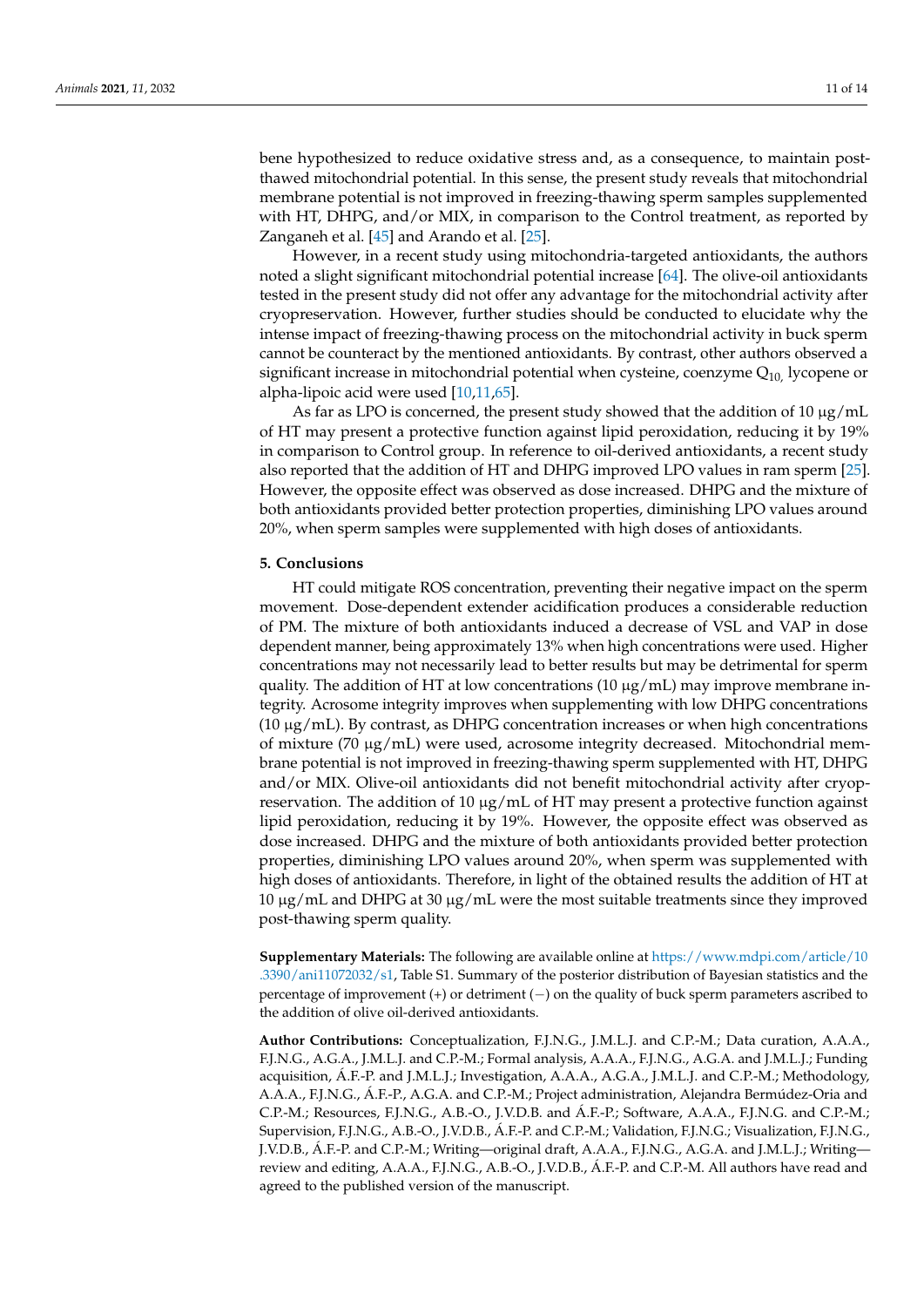bene hypothesized to reduce oxidative stress and, as a consequence, to maintain post-thawed mitochondrial potential. In this sense, the present study reveals that mitochondrial membrane potential is not improved in freezing-thawing sperm samples supplemented with HT, DHPG, and/or MIX, in comparison to the Control treatment, as reported by Zanganeh et al. [45] and Arando et al. [25].

However, in a recent study using mitochondria-targeted antioxidants, the authors noted a slight significant mitochondrial potential increase [64]. The olive-oil antioxidants tested in the present study did not offer any advantage for the mitochondrial activity after cryopreservation. However, further studies should be conducted to elucidate why the intense impact of freezing-thawing process on the mitochondrial activity in buck sperm cannot be counteract by the mentioned antioxidants. By contrast, other authors observed a significant increase in mitochondrial potential when cysteine, coenzyme $Q_{10,}$ lycopene or alpha-lipoic acid were used [10,11,65].

As far as LPO is concerned, the present study showed that the addition of 10 μg/mL of HT may present a protective function against lipid peroxidation, reducing it by 19% in comparison to Control group. In reference to oil-derived antioxidants, a recent study also reported that the addition of HT and DHPG improved LPO values in ram sperm [25]. However, the opposite effect was observed as dose increased. DHPG and the mixture of both antioxidants provided better protection properties, diminishing LPO values around 20%, when sperm samples were supplemented with high doses of antioxidants.

## 5. Conclusions

HT could mitigate ROS concentration, preventing their negative impact on the sperm movement. Dose-dependent extender acidification produces a considerable reduction of PM. The mixture of both antioxidants induced a decrease of VSL and VAP in dose dependent manner, being approximately 13% when high concentrations were used. Higher concentrations may not necessarily lead to better results but may be detrimental for sperm quality. The addition of HT at low concentrations (10 μg/mL) may improve membrane integrity. Acrosome integrity improves when supplementing with low DHPG concentrations (10 μg/mL). By contrast, as DHPG concentration increases or when high concentrations of mixture (70 μg/mL) were used, acrosome integrity decreased. Mitochondrial membrane potential is not improved in freezing-thawing sperm supplemented with HT, DHPG and/or MIX. Olive-oil antioxidants did not benefit mitochondrial activity after cryopreservation. The addition of 10 μg/mL of HT may present a protective function against lipid peroxidation, reducing it by 19%. However, the opposite effect was observed as dose increased. DHPG and the mixture of both antioxidants provided better protection properties, diminishing LPO values around 20%, when sperm was supplemented with high doses of antioxidants. Therefore, in light of the obtained results the addition of HT at 10 μg/mL and DHPG at 30 μg/mL were the most suitable treatments since they improved post-thawing sperm quality.

**Supplementary Materials:** The following are available online at https://www.mdpi.com/article/10.3390/ani11072032/s1, Table S1. Summary of the posterior distribution of Bayesian statistics and the percentage of improvement (+) or detriment (−) on the quality of buck sperm parameters ascribed to the addition of olive oil-derived antioxidants.

**Author Contributions:** Conceptualization, F.J.N.G., J.M.L.J. and C.P.-M.; Data curation, A.A.A., F.J.N.G., A.G.A., J.M.L.J. and C.P.-M.; Formal analysis, A.A.A., F.J.N.G., A.G.A. and J.M.L.J.; Funding acquisition, Á.F.-P. and J.M.L.J.; Investigation, A.A.A., A.G.A., J.M.L.J. and C.P.-M.; Methodology, A.A.A., F.J.N.G., Á.F.-P., A.G.A. and C.P.-M.; Project administration, Alejandra Bermúdez-Oria and C.P.-M.; Resources, F.J.N.G., A.B.-O., J.V.D.B. and Á.F.-P.; Software, A.A.A., F.J.N.G. and C.P.-M.; Supervision, F.J.N.G., A.B.-O., J.V.D.B., Á.F.-P. and C.P.-M.; Validation, F.J.N.G.; Visualization, F.J.N.G., J.V.D.B., Á.F.-P. and C.P.-M.; Writing—original draft, A.A.A., F.J.N.G., A.G.A. and J.M.L.J.; Writing—review and editing, A.A.A., F.J.N.G., A.B.-O., J.V.D.B., Á.F.-P. and C.P.-M. All authors have read and agreed to the published version of the manuscript.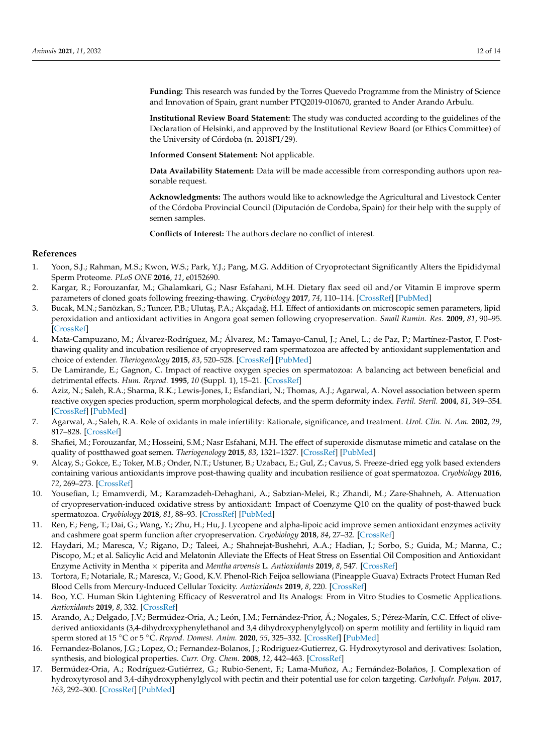**Funding:** This research was funded by the Torres Quevedo Programme from the Ministry of Science and Innovation of Spain, grant number PTQ2019-010670, granted to Ander Arando Arbulu.

**Institutional Review Board Statement:** The study was conducted according to the guidelines of the Declaration of Helsinki, and approved by the Institutional Review Board (or Ethics Committee) of the University of Córdoba (n. 2018PI/29).

**Informed Consent Statement:** Not applicable.

**Data Availability Statement:** Data will be made accessible from corresponding authors upon reasonable request.

**Acknowledgments:** The authors would like to acknowledge the Agricultural and Livestock Center of the Córdoba Provincial Council (Diputación de Cordoba, Spain) for their help with the supply of semen samples.

**Conflicts of Interest:** The authors declare no conflict of interest.

## References

1. Yoon, S.J.; Rahman, M.S.; Kwon, W.S.; Park, Y.J.; Pang, M.G. Addition of Cryoprotectant Significantly Alters the Epididymal Sperm Proteome. *PLoS ONE* **2016**, *11*, e0152690.
2. Kargar, R.; Forouzanfar, M.; Ghalamkari, G.; Nasr Esfahani, M.H. Dietary flax seed oil and/or Vitamin E improve sperm parameters of cloned goats following freezing-thawing. *Cryobiology* **2017**, *74*, 110–114. [CrossRef] [PubMed]
3. Bucak, M.N.; Sarıözkan, S.; Tuncer, P.B.; Ulutaş, P.A.; Akçadağ, H.İ. Effect of antioxidants on microscopic semen parameters, lipid peroxidation and antioxidant activities in Angora goat semen following cryopreservation. *Small Rumin. Res.* **2009**, *81*, 90–95. [CrossRef]
4. Mata-Campuzano, M.; Álvarez-Rodríguez, M.; Álvarez, M.; Tamayo-Canul, J.; Anel, L.; de Paz, P.; Martínez-Pastor, F. Post-thawing quality and incubation resilience of cryopreserved ram spermatozoa are affected by antioxidant supplementation and choice of extender. *Theriogenology* **2015**, *83*, 520–528. [CrossRef] [PubMed]
5. De Lamirande, E.; Gagnon, C. Impact of reactive oxygen species on spermatozoa: A balancing act between beneficial and detrimental effects. *Hum. Reprod.* **1995**, *10* (Suppl. 1), 15–21. [CrossRef]
6. Aziz, N.; Saleh, R.A.; Sharma, R.K.; Lewis-Jones, I.; Esfandiari, N.; Thomas, A.J.; Agarwal, A. Novel association between sperm reactive oxygen species production, sperm morphological defects, and the sperm deformity index. *Fertil. Steril.* **2004**, *81*, 349–354. [CrossRef] [PubMed]
7. Agarwal, A.; Saleh, R.A. Role of oxidants in male infertility: Rationale, significance, and treatment. *Urol. Clin. N. Am.* **2002**, *29*, 817–828. [CrossRef]
8. Shafiei, M.; Forouzanfar, M.; Hosseini, S.M.; Nasr Esfahani, M.H. The effect of superoxide dismutase mimetic and catalase on the quality of postthawed goat semen. *Theriogenology* **2015**, *83*, 1321–1327. [CrossRef] [PubMed]
9. Alcay, S.; Gokce, E.; Toker, M.B.; Onder, N.T.; Ustuner, B.; Uzabacı, E.; Gul, Z.; Cavus, S. Freeze-dried egg yolk based extenders containing various antioxidants improve post-thawing quality and incubation resilience of goat spermatozoa. *Cryobiology* **2016**, *72*, 269–273. [CrossRef]
10. Yousefian, I.; Emamverdi, M.; Karamzadeh-Dehaghani, A.; Sabzian-Melei, R.; Zhandi, M.; Zare-Shahneh, A. Attenuation of cryopreservation-induced oxidative stress by antioxidant: Impact of Coenzyme Q10 on the quality of post-thawed buck spermatozoa. *Cryobiology* **2018**, *81*, 88–93. [CrossRef] [PubMed]
11. Ren, F.; Feng, T.; Dai, G.; Wang, Y.; Zhu, H.; Hu, J. Lycopene and alpha-lipoic acid improve semen antioxidant enzymes activity and cashmere goat sperm function after cryopreservation. *Cryobiology* **2018**, *84*, 27–32. [CrossRef]
12. Haydari, M.; Maresca, V.; Rigano, D.; Taleei, A.; Shahnejat-Bushehri, A.A.; Hadian, J.; Sorbo, S.; Guida, M.; Manna, C.; Piscopo, M.; et al. Salicylic Acid and Melatonin Alleviate the Effects of Heat Stress on Essential Oil Composition and Antioxidant Enzyme Activity in Mentha × piperita and *Mentha arvensis* L. *Antioxidants* **2019**, *8*, 547. [CrossRef]
13. Tortora, F.; Notariale, R.; Maresca, V.; Good, K.V. Phenol-Rich Feijoa sellowiana (Pineapple Guava) Extracts Protect Human Red Blood Cells from Mercury-Induced Cellular Toxicity. *Antioxidants* **2019**, *8*, 220. [CrossRef]
14. Boo, Y.C. Human Skin Lightening Efficacy of Resveratrol and Its Analogs: From in Vitro Studies to Cosmetic Applications. *Antioxidants* **2019**, *8*, 332. [CrossRef]
15. Arando, A.; Delgado, J.V.; Bermúdez-Oria, A.; León, J.M.; Fernández-Prior, Á.; Nogales, S.; Pérez-Marín, C.C. Effect of olive-derived antioxidants (3,4-dihydroxyphenylethanol and 3,4 dihydroxyphenylglycol) on sperm motility and fertility in liquid ram sperm stored at 15 °C or 5 °C. *Reprod. Domest. Anim.* **2020**, *55*, 325–332. [CrossRef] [PubMed]
16. Fernandez-Bolanos, J.G.; Lopez, O.; Fernandez-Bolanos, J.; Rodriguez-Gutierrez, G. Hydroxytyrosol and derivatives: Isolation, synthesis, and biological properties. *Curr. Org. Chem.* **2008**, *12*, 442–463. [CrossRef]
17. Bermúdez-Oria, A.; Rodríguez-Gutiérrez, G.; Rubio-Senent, F.; Lama-Muñoz, A.; Fernández-Bolaños, J. Complexation of hydroxytyrosol and 3,4-dihydroxyphenylglycol with pectin and their potential use for colon targeting. *Carbohydr. Polym.* **2017**, *163*, 292–300. [CrossRef] [PubMed]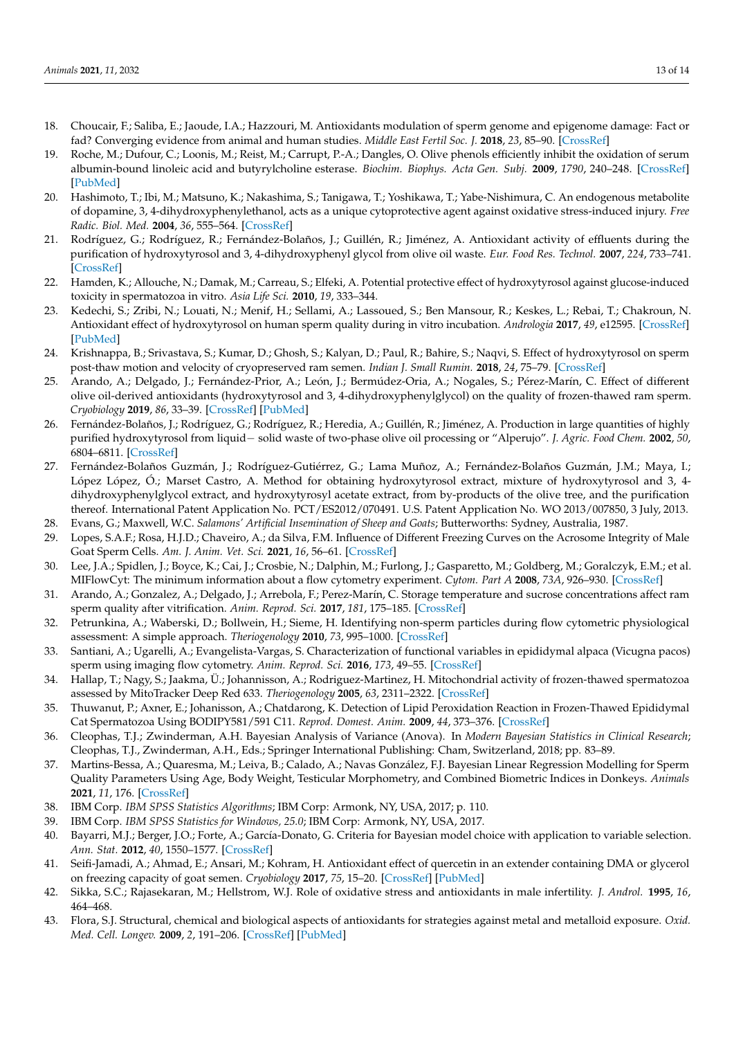18. Choucair, F.; Saliba, E.; Jaoude, I.A.; Hazzouri, M. Antioxidants modulation of sperm genome and epigenome damage: Fact or fad? Converging evidence from animal and human studies. *Middle East Fertil Soc. J.* **2018**, *23*, 85–90. [CrossRef]
19. Roche, M.; Dufour, C.; Loonis, M.; Reist, M.; Carrupt, P.-A.; Dangles, O. Olive phenols efficiently inhibit the oxidation of serum albumin-bound linoleic acid and butyrylcholine esterase. *Biochim. Biophys. Acta Gen. Subj.* **2009**, *1790*, 240–248. [CrossRef] [PubMed]
20. Hashimoto, T.; Ibi, M.; Matsuno, K.; Nakashima, S.; Tanigawa, T.; Yoshikawa, T.; Yabe-Nishimura, C. An endogenous metabolite of dopamine, 3, 4-dihydroxyphenylethanol, acts as a unique cytoprotective agent against oxidative stress-induced injury. *Free Radic. Biol. Med.* **2004**, *36*, 555–564. [CrossRef]
21. Rodríguez, G.; Rodríguez, R.; Fernández-Bolaños, J.; Guillén, R.; Jiménez, A. Antioxidant activity of effluents during the purification of hydroxytyrosol and 3, 4-dihydroxyphenyl glycol from olive oil waste. *Eur. Food Res. Technol.* **2007**, *224*, 733–741. [CrossRef]
22. Hamden, K.; Allouche, N.; Damak, M.; Carreau, S.; Elfeki, A. Potential protective effect of hydroxytyrosol against glucose-induced toxicity in spermatozoa in vitro. *Asia Life Sci.* **2010**, *19*, 333–344.
23. Kedechi, S.; Zribi, N.; Louati, N.; Menif, H.; Sellami, A.; Lassoued, S.; Ben Mansour, R.; Keskes, L.; Rebai, T.; Chakroun, N. Antioxidant effect of hydroxytyrosol on human sperm quality during in vitro incubation. *Andrologia* **2017**, *49*, e12595. [CrossRef] [PubMed]
24. Krishnappa, B.; Srivastava, S.; Kumar, D.; Ghosh, S.; Kalyan, D.; Paul, R.; Bahire, S.; Naqvi, S. Effect of hydroxytyrosol on sperm post-thaw motion and velocity of cryopreserved ram semen. *Indian J. Small Rumin.* **2018**, *24*, 75–79. [CrossRef]
25. Arando, A.; Delgado, J.; Fernández-Prior, A.; León, J.; Bermúdez-Oria, A.; Nogales, S.; Pérez-Marín, C. Effect of different olive oil-derived antioxidants (hydroxytyrosol and 3, 4-dihydroxyphenylglycol) on the quality of frozen-thawed ram sperm. *Cryobiology* **2019**, *86*, 33–39. [CrossRef] [PubMed]
26. Fernández-Bolaños, J.; Rodríguez, G.; Rodríguez, R.; Heredia, A.; Guillén, R.; Jiménez, A. Production in large quantities of highly purified hydroxytyrosol from liquid− solid waste of two-phase olive oil processing or "Alperujo". *J. Agric. Food Chem.* **2002**, *50*, 6804–6811. [CrossRef]
27. Fernández-Bolaños Guzmán, J.; Rodríguez-Gutiérrez, G.; Lama Muñoz, A.; Fernández-Bolaños Guzmán, J.M.; Maya, I.; López López, Ó.; Marset Castro, A. Method for obtaining hydroxytyrosol extract, mixture of hydroxytyrosol and 3, 4-dihydroxyphenylglycol extract, and hydroxytyrosyl acetate extract, from by-products of the olive tree, and the purification thereof. International Patent Application No. PCT/ES2012/070491. U.S. Patent Application No. WO 2013/007850, 3 July, 2013.
28. Evans, G.; Maxwell, W.C. *Salamons' Artificial Insemination of Sheep and Goats*; Butterworths: Sydney, Australia, 1987.
29. Lopes, S.A.F.; Rosa, H.J.D.; Chaveiro, A.; da Silva, F.M. Influence of Different Freezing Curves on the Acrosome Integrity of Male Goat Sperm Cells. *Am. J. Anim. Vet. Sci.* **2021**, *16*, 56–61. [CrossRef]
30. Lee, J.A.; Spidlen, J.; Boyce, K.; Cai, J.; Crosbie, N.; Dalphin, M.; Furlong, J.; Gasparetto, M.; Goldberg, M.; Goralczyk, E.M.; et al. MIFlowCyt: The minimum information about a flow cytometry experiment. *Cytom. Part A* **2008**, *73A*, 926–930. [CrossRef]
31. Arando, A.; Gonzalez, A.; Delgado, J.; Arrebola, F.; Perez-Marín, C. Storage temperature and sucrose concentrations affect ram sperm quality after vitrification. *Anim. Reprod. Sci.* **2017**, *181*, 175–185. [CrossRef]
32. Petrunkina, A.; Waberski, D.; Bollwein, H.; Sieme, H. Identifying non-sperm particles during flow cytometric physiological assessment: A simple approach. *Theriogenology* **2010**, *73*, 995–1000. [CrossRef]
33. Santiani, A.; Ugarelli, A.; Evangelista-Vargas, S. Characterization of functional variables in epididymal alpaca (Vicugna pacos) sperm using imaging flow cytometry. *Anim. Reprod. Sci.* **2016**, *173*, 49–55. [CrossRef]
34. Hallap, T.; Nagy, S.; Jaakma, Ü.; Johannisson, A.; Rodriguez-Martinez, H. Mitochondrial activity of frozen-thawed spermatozoa assessed by MitoTracker Deep Red 633. *Theriogenology* **2005**, *63*, 2311–2322. [CrossRef]
35. Thuwanut, P.; Axner, E.; Johanisson, A.; Chatdarong, K. Detection of Lipid Peroxidation Reaction in Frozen-Thawed Epididymal Cat Spermatozoa Using BODIPY581/591 C11. *Reprod. Domest. Anim.* **2009**, *44*, 373–376. [CrossRef]
36. Cleophas, T.J.; Zwinderman, A.H. Bayesian Analysis of Variance (Anova). In *Modern Bayesian Statistics in Clinical Research*; Cleophas, T.J., Zwinderman, A.H., Eds.; Springer International Publishing: Cham, Switzerland, 2018; pp. 83–89.
37. Martins-Bessa, A.; Quaresma, M.; Leiva, B.; Calado, A.; Navas González, F.J. Bayesian Linear Regression Modelling for Sperm Quality Parameters Using Age, Body Weight, Testicular Morphometry, and Combined Biometric Indices in Donkeys. *Animals* **2021**, *11*, 176. [CrossRef]
38. IBM Corp. *IBM SPSS Statistics Algorithms*; IBM Corp: Armonk, NY, USA, 2017; p. 110.
39. IBM Corp. *IBM SPSS Statistics for Windows, 25.0*; IBM Corp: Armonk, NY, USA, 2017.
40. Bayarri, M.J.; Berger, J.O.; Forte, A.; García-Donato, G. Criteria for Bayesian model choice with application to variable selection. *Ann. Stat.* **2012**, *40*, 1550–1577. [CrossRef]
41. Seifi-Jamadi, A.; Ahmad, E.; Ansari, M.; Kohram, H. Antioxidant effect of quercetin in an extender containing DMA or glycerol on freezing capacity of goat semen. *Cryobiology* **2017**, *75*, 15–20. [CrossRef] [PubMed]
42. Sikka, S.C.; Rajasekaran, M.; Hellstrom, W.J. Role of oxidative stress and antioxidants in male infertility. *J. Androl.* **1995**, *16*, 464–468.
43. Flora, S.J. Structural, chemical and biological aspects of antioxidants for strategies against metal and metalloid exposure. *Oxid. Med. Cell. Longev.* **2009**, *2*, 191–206. [CrossRef] [PubMed]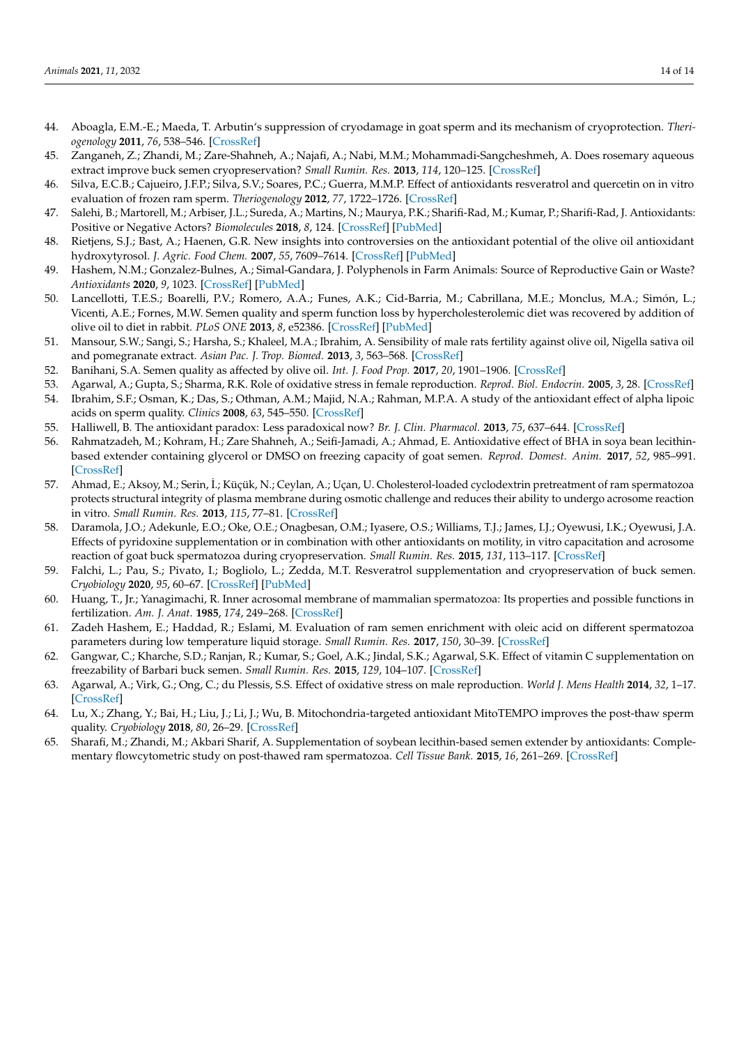44. Aboagla, E.M.-E.; Maeda, T. Arbutin's suppression of cryodamage in goat sperm and its mechanism of cryoprotection. *Theriogenology* **2011**, *76*, 538–546. [CrossRef]
45. Zanganeh, Z.; Zhandi, M.; Zare-Shahneh, A.; Najafi, A.; Nabi, M.M.; Mohammadi-Sangcheshmeh, A. Does rosemary aqueous extract improve buck semen cryopreservation? *Small Rumin. Res.* **2013**, *114*, 120–125. [CrossRef]
46. Silva, E.C.B.; Cajueiro, J.F.P.; Silva, S.V.; Soares, P.C.; Guerra, M.M.P. Effect of antioxidants resveratrol and quercetin on in vitro evaluation of frozen ram sperm. *Theriogenology* **2012**, *77*, 1722–1726. [CrossRef]
47. Salehi, B.; Martorell, M.; Arbiser, J.L.; Sureda, A.; Martins, N.; Maurya, P.K.; Sharifi-Rad, M.; Kumar, P.; Sharifi-Rad, J. Antioxidants: Positive or Negative Actors? *Biomolecules* **2018**, *8*, 124. [CrossRef] [PubMed]
48. Rietjens, S.J.; Bast, A.; Haenen, G.R. New insights into controversies on the antioxidant potential of the olive oil antioxidant hydroxytyrosol. *J. Agric. Food Chem.* **2007**, *55*, 7609–7614. [CrossRef] [PubMed]
49. Hashem, N.M.; Gonzalez-Bulnes, A.; Simal-Gandara, J. Polyphenols in Farm Animals: Source of Reproductive Gain or Waste? *Antioxidants* **2020**, *9*, 1023. [CrossRef] [PubMed]
50. Lancellotti, T.E.S.; Boarelli, P.V.; Romero, A.A.; Funes, A.K.; Cid-Barria, M.; Cabrillana, M.E.; Monclus, M.A.; Simón, L.; Vicenti, A.E.; Fornes, M.W. Semen quality and sperm function loss by hypercholesterolemic diet was recovered by addition of olive oil to diet in rabbit. *PLoS ONE* **2013**, *8*, e52386. [CrossRef] [PubMed]
51. Mansour, S.W.; Sangi, S.; Harsha, S.; Khaleel, M.A.; Ibrahim, A. Sensibility of male rats fertility against olive oil, Nigella sativa oil and pomegranate extract. *Asian Pac. J. Trop. Biomed.* **2013**, *3*, 563–568. [CrossRef]
52. Banihani, S.A. Semen quality as affected by olive oil. *Int. J. Food Prop.* **2017**, *20*, 1901–1906. [CrossRef]
53. Agarwal, A.; Gupta, S.; Sharma, R.K. Role of oxidative stress in female reproduction. *Reprod. Biol. Endocrin.* **2005**, *3*, 28. [CrossRef]
54. Ibrahim, S.F.; Osman, K.; Das, S.; Othman, A.M.; Majid, N.A.; Rahman, M.P.A. A study of the antioxidant effect of alpha lipoic acids on sperm quality. *Clinics* **2008**, *63*, 545–550. [CrossRef]
55. Halliwell, B. The antioxidant paradox: Less paradoxical now? *Br. J. Clin. Pharmacol.* **2013**, *75*, 637–644. [CrossRef]
56. Rahmatzadeh, M.; Kohram, H.; Zare Shahneh, A.; Seifi-Jamadi, A.; Ahmad, E. Antioxidative effect of BHA in soya bean lecithin-based extender containing glycerol or DMSO on freezing capacity of goat semen. *Reprod. Domest. Anim.* **2017**, *52*, 985–991. [CrossRef]
57. Ahmad, E.; Aksoy, M.; Serin, İ.; Küçük, N.; Ceylan, A.; Uçan, U. Cholesterol-loaded cyclodextrin pretreatment of ram spermatozoa protects structural integrity of plasma membrane during osmotic challenge and reduces their ability to undergo acrosome reaction in vitro. *Small Rumin. Res.* **2013**, *115*, 77–81. [CrossRef]
58. Daramola, J.O.; Adekunle, E.O.; Oke, O.E.; Onagbesan, O.M.; Iyasere, O.S.; Williams, T.J.; James, I.J.; Oyewusi, I.K.; Oyewusi, J.A. Effects of pyridoxine supplementation or in combination with other antioxidants on motility, in vitro capacitation and acrosome reaction of goat buck spermatozoa during cryopreservation. *Small Rumin. Res.* **2015**, *131*, 113–117. [CrossRef]
59. Falchi, L.; Pau, S.; Pivato, I.; Bogliolo, L.; Zedda, M.T. Resveratrol supplementation and cryopreservation of buck semen. *Cryobiology* **2020**, *95*, 60–67. [CrossRef] [PubMed]
60. Huang, T., Jr.; Yanagimachi, R. Inner acrosomal membrane of mammalian spermatozoa: Its properties and possible functions in fertilization. *Am. J. Anat.* **1985**, *174*, 249–268. [CrossRef]
61. Zadeh Hashem, E.; Haddad, R.; Eslami, M. Evaluation of ram semen enrichment with oleic acid on different spermatozoa parameters during low temperature liquid storage. *Small Rumin. Res.* **2017**, *150*, 30–39. [CrossRef]
62. Gangwar, C.; Kharche, S.D.; Ranjan, R.; Kumar, S.; Goel, A.K.; Jindal, S.K.; Agarwal, S.K. Effect of vitamin C supplementation on freezability of Barbari buck semen. *Small Rumin. Res.* **2015**, *129*, 104–107. [CrossRef]
63. Agarwal, A.; Virk, G.; Ong, C.; du Plessis, S.S. Effect of oxidative stress on male reproduction. *World J. Mens Health* **2014**, *32*, 1–17. [CrossRef]
64. Lu, X.; Zhang, Y.; Bai, H.; Liu, J.; Li, J.; Wu, B. Mitochondria-targeted antioxidant MitoTEMPO improves the post-thaw sperm quality. *Cryobiology* **2018**, *80*, 26–29. [CrossRef]
65. Sharafi, M.; Zhandi, M.; Akbari Sharif, A. Supplementation of soybean lecithin-based semen extender by antioxidants: Complementary flowcytometric study on post-thawed ram spermatozoa. *Cell Tissue Bank.* **2015**, *16*, 261–269. [CrossRef]